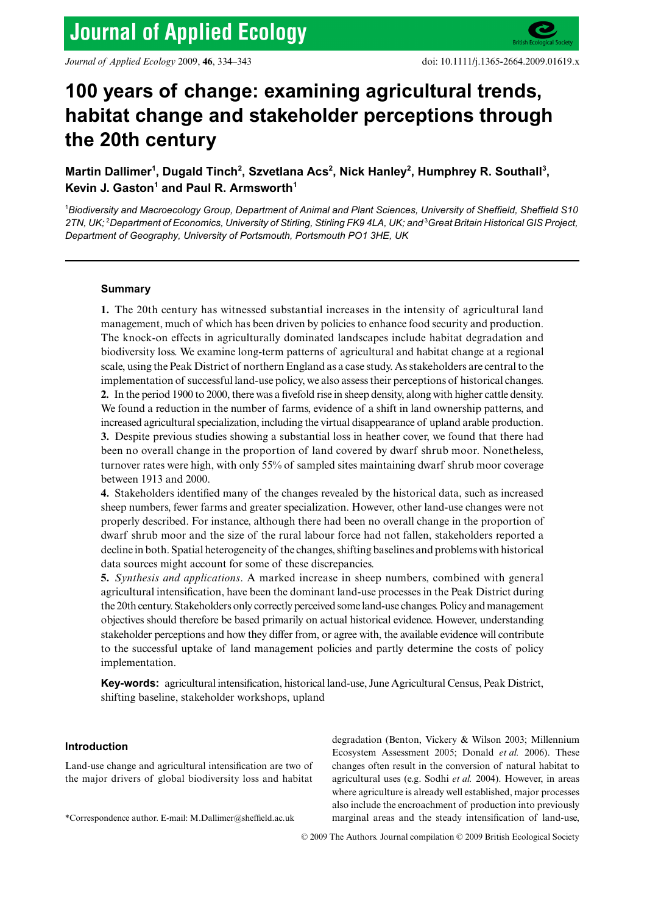# 100 years of change: examining agricultural trends, habitat change and stakeholder perceptions through the 20th century

**Martin Dallimer[1], Dugald Tinch[2], Szvetlana Acs[2], Nick Hanley[2], Humphrey R. Southall[3], Kevin J. Gaston[1] and Paul R. Armsworth[1]**

[1]*Biodiversity and Macroecology Group, Department of Animal and Plant Sciences, University of Sheffield, Sheffield S10 2TN, UK;* [2]*Department of Economics, University of Stirling, Stirling FK9 4LA, UK; and* [3]*Great Britain Historical GIS Project, Department of Geography, University of Portsmouth, Portsmouth PO1 3HE, UK*

## Summary

**1.** The 20th century has witnessed substantial increases in the intensity of agricultural land management, much of which has been driven by policies to enhance food security and production. The knock-on effects in agriculturally dominated landscapes include habitat degradation and biodiversity loss. We examine long-term patterns of agricultural and habitat change at a regional scale, using the Peak District of northern England as a case study. As stakeholders are central to the implementation of successful land-use policy, we also assess their perceptions of historical changes.

**2.** In the period 1900 to 2000, there was a fivefold rise in sheep density, along with higher cattle density. We found a reduction in the number of farms, evidence of a shift in land ownership patterns, and increased agricultural specialization, including the virtual disappearance of upland arable production.

**3.** Despite previous studies showing a substantial loss in heather cover, we found that there had been no overall change in the proportion of land covered by dwarf shrub moor. Nonetheless, turnover rates were high, with only 55% of sampled sites maintaining dwarf shrub moor coverage between 1913 and 2000.

**4.** Stakeholders identified many of the changes revealed by the historical data, such as increased sheep numbers, fewer farms and greater specialization. However, other land-use changes were not properly described. For instance, although there had been no overall change in the proportion of dwarf shrub moor and the size of the rural labour force had not fallen, stakeholders reported a decline in both. Spatial heterogeneity of the changes, shifting baselines and problems with historical data sources might account for some of these discrepancies.

**5.** *Synthesis and applications*. A marked increase in sheep numbers, combined with general agricultural intensification, have been the dominant land-use processes in the Peak District during the 20th century. Stakeholders only correctly perceived some land-use changes. Policy and management objectives should therefore be based primarily on actual historical evidence. However, understanding stakeholder perceptions and how they differ from, or agree with, the available evidence will contribute to the successful uptake of land management policies and partly determine the costs of policy implementation.

**Key-words:** agricultural intensification, historical land-use, June Agricultural Census, Peak District, shifting baseline, stakeholder workshops, upland

## Introduction

Land-use change and agricultural intensification are two of the major drivers of global biodiversity loss and habitat degradation (Benton, Vickery & Wilson 2003; Millennium Ecosystem Assessment 2005; Donald *et al.* 2006). These changes often result in the conversion of natural habitat to agricultural uses (e.g. Sodhi *et al.* 2004). However, in areas where agriculture is already well established, major processes also include the encroachment of production into previously marginal areas and the steady intensification of land-use,

*Correspondence author. E-mail: M.Dallimer@sheffield.ac.uk

© 2009 The Authors. Journal compilation © 2009 British Ecological Society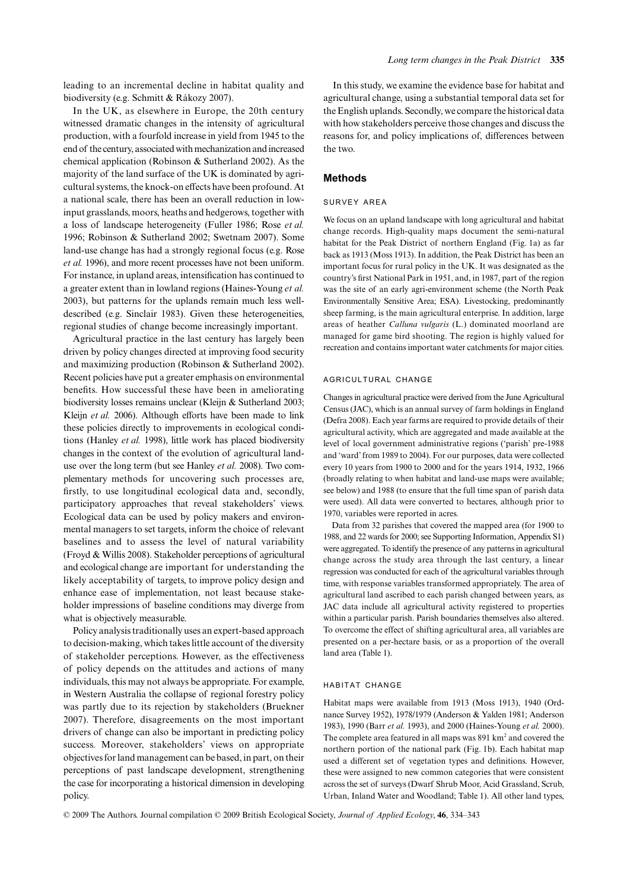leading to an incremental decline in habitat quality and biodiversity (e.g. Schmitt & Rákozy 2007).

In the UK, as elsewhere in Europe, the 20th century witnessed dramatic changes in the intensity of agricultural production, with a fourfold increase in yield from 1945 to the end of the century, associated with mechanization and increased chemical application (Robinson & Sutherland 2002). As the majority of the land surface of the UK is dominated by agricultural systems, the knock-on effects have been profound. At a national scale, there has been an overall reduction in low-input grasslands, moors, heaths and hedgerows, together with a loss of landscape heterogeneity (Fuller 1986; Rose *et al.* 1996; Robinson & Sutherland 2002; Swetnam 2007). Some land-use change has had a strongly regional focus (e.g. Rose *et al.* 1996), and more recent processes have not been uniform. For instance, in upland areas, intensification has continued to a greater extent than in lowland regions (Haines-Young *et al.* 2003), but patterns for the uplands remain much less well-described (e.g. Sinclair 1983). Given these heterogeneities, regional studies of change become increasingly important.

Agricultural practice in the last century has largely been driven by policy changes directed at improving food security and maximizing production (Robinson & Sutherland 2002). Recent policies have put a greater emphasis on environmental benefits. How successful these have been in ameliorating biodiversity losses remains unclear (Kleijn & Sutherland 2003; Kleijn *et al.* 2006). Although efforts have been made to link these policies directly to improvements in ecological conditions (Hanley *et al.* 1998), little work has placed biodiversity changes in the context of the evolution of agricultural land-use over the long term (but see Hanley *et al.* 2008). Two complementary methods for uncovering such processes are, firstly, to use longitudinal ecological data and, secondly, participatory approaches that reveal stakeholders' views. Ecological data can be used by policy makers and environmental managers to set targets, inform the choice of relevant baselines and to assess the level of natural variability (Froyd & Willis 2008). Stakeholder perceptions of agricultural and ecological change are important for understanding the likely acceptability of targets, to improve policy design and enhance ease of implementation, not least because stakeholder impressions of baseline conditions may diverge from what is objectively measurable.

Policy analysis traditionally uses an expert-based approach to decision-making, which takes little account of the diversity of stakeholder perceptions. However, as the effectiveness of policy depends on the attitudes and actions of many individuals, this may not always be appropriate. For example, in Western Australia the collapse of regional forestry policy was partly due to its rejection by stakeholders (Bruekner 2007). Therefore, disagreements on the most important drivers of change can also be important in predicting policy success. Moreover, stakeholders' views on appropriate objectives for land management can be based, in part, on their perceptions of past landscape development, strengthening the case for incorporating a historical dimension in developing policy.

In this study, we examine the evidence base for habitat and agricultural change, using a substantial temporal data set for the English uplands. Secondly, we compare the historical data with how stakeholders perceive those changes and discuss the reasons for, and policy implications of, differences between the two.

## Methods

### SURVEY AREA

We focus on an upland landscape with long agricultural and habitat change records. High-quality maps document the semi-natural habitat for the Peak District of northern England (Fig. 1a) as far back as 1913 (Moss 1913). In addition, the Peak District has been an important focus for rural policy in the UK. It was designated as the country's first National Park in 1951, and, in 1987, part of the region was the site of an early agri-environment scheme (the North Peak Environmentally Sensitive Area; ESA). Livestocking, predominantly sheep farming, is the main agricultural enterprise. In addition, large areas of heather *Calluna vulgaris* (L.) dominated moorland are managed for game bird shooting. The region is highly valued for recreation and contains important water catchments for major cities.

### AGRICULTURAL CHANGE

Changes in agricultural practice were derived from the June Agricultural Census (JAC), which is an annual survey of farm holdings in England (Defra 2008). Each year farms are required to provide details of their agricultural activity, which are aggregated and made available at the level of local government administrative regions ('parish' pre-1988 and 'ward' from 1989 to 2004). For our purposes, data were collected every 10 years from 1900 to 2000 and for the years 1914, 1932, 1966 (broadly relating to when habitat and land-use maps were available; see below) and 1988 (to ensure that the full time span of parish data were used). All data were converted to hectares, although prior to 1970, variables were reported in acres.

Data from 32 parishes that covered the mapped area (for 1900 to 1988, and 22 wards for 2000; see Supporting Information, Appendix S1) were aggregated. To identify the presence of any patterns in agricultural change across the study area through the last century, a linear regression was conducted for each of the agricultural variables through time, with response variables transformed appropriately. The area of agricultural land ascribed to each parish changed between years, as JAC data include all agricultural activity registered to properties within a particular parish. Parish boundaries themselves also altered. To overcome the effect of shifting agricultural area, all variables are presented on a per-hectare basis, or as a proportion of the overall land area (Table 1).

### HABITAT CHANGE

Habitat maps were available from 1913 (Moss 1913), 1940 (Ordnance Survey 1952), 1978/1979 (Anderson & Yalden 1981; Anderson 1983), 1990 (Barr *et al.* 1993), and 2000 (Haines-Young *et al.* 2000). The complete area featured in all maps was 891 km$^2$ and covered the northern portion of the national park (Fig. 1b). Each habitat map used a different set of vegetation types and definitions. However, these were assigned to new common categories that were consistent across the set of surveys (Dwarf Shrub Moor, Acid Grassland, Scrub, Urban, Inland Water and Woodland; Table 1). All other land types,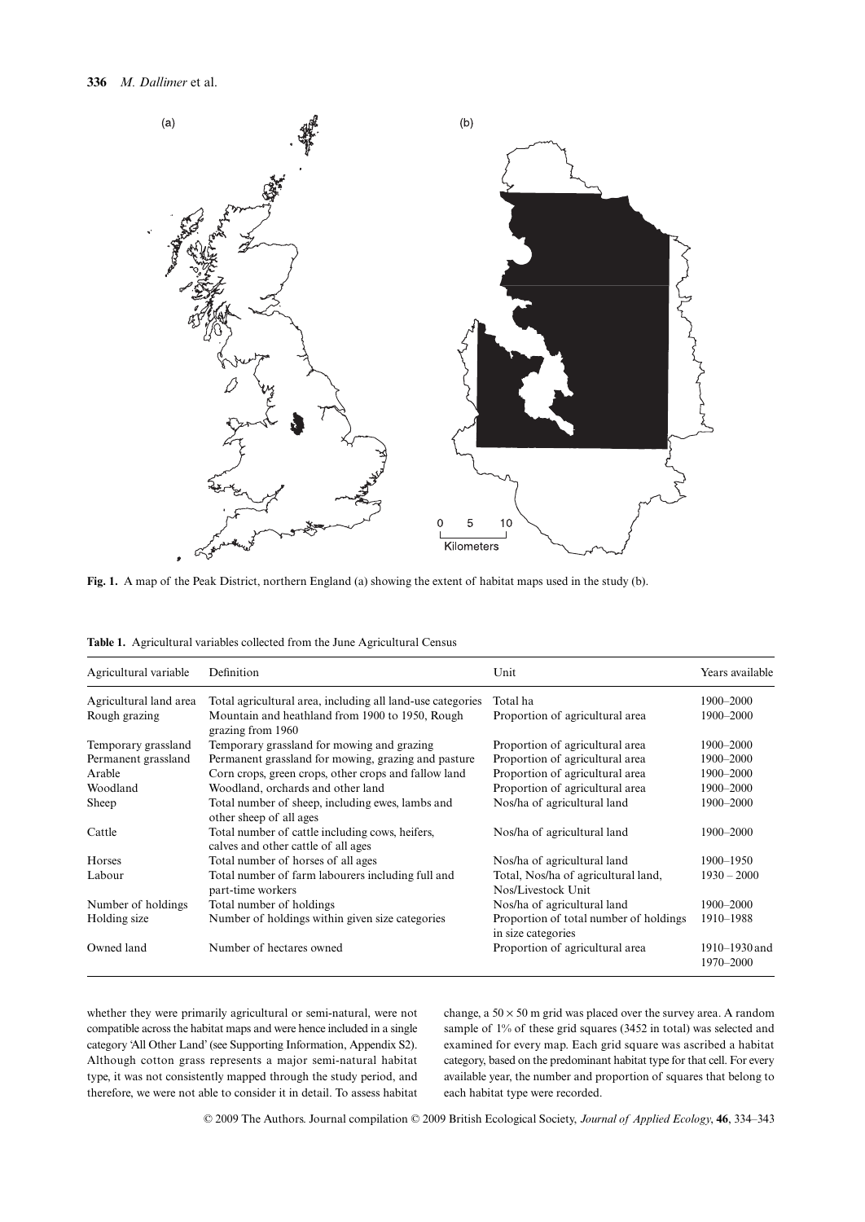**Fig. 1.** A map of the Peak District, northern England (a) showing the extent of habitat maps used in the study (b).

**Table 1.** Agricultural variables collected from the June Agricultural Census

| Agricultural variable | Definition | Unit | Years available |
|---|---|---|---|
| Agricultural land area | Total agricultural area, including all land-use categories | Total ha | 1900–2000 |
| Rough grazing | Mountain and heathland from 1900 to 1950, Rough grazing from 1960 | Proportion of agricultural area | 1900–2000 |
| Temporary grassland | Temporary grassland for mowing and grazing | Proportion of agricultural area | 1900–2000 |
| Permanent grassland | Permanent grassland for mowing, grazing and pasture | Proportion of agricultural area | 1900–2000 |
| Arable | Corn crops, green crops, other crops and fallow land | Proportion of agricultural area | 1900–2000 |
| Woodland | Woodland, orchards and other land | Proportion of agricultural area | 1900–2000 |
| Sheep | Total number of sheep, including ewes, lambs and other sheep of all ages | Nos/ha of agricultural land | 1900–2000 |
| Cattle | Total number of cattle including cows, heifers, calves and other cattle of all ages | Nos/ha of agricultural land | 1900–2000 |
| Horses | Total number of horses of all ages | Nos/ha of agricultural land | 1900–1950 |
| Labour | Total number of farm labourers including full and part-time workers | Total, Nos/ha of agricultural land, Nos/Livestock Unit | 1930 – 2000 |
| Number of holdings | Total number of holdings | Nos/ha of agricultural land | 1900–2000 |
| Holding size | Number of holdings within given size categories | Proportion of total number of holdings in size categories | 1910–1988 |
| Owned land | Number of hectares owned | Proportion of agricultural area | 1910–1930 and 1970–2000 |

whether they were primarily agricultural or semi-natural, were not compatible across the habitat maps and were hence included in a single category 'All Other Land' (see Supporting Information, Appendix S2). Although cotton grass represents a major semi-natural habitat type, it was not consistently mapped through the study period, and therefore, we were not able to consider it in detail. To assess habitat change, a $50 \times 50$ m grid was placed over the survey area. A random sample of 1% of these grid squares (3452 in total) was selected and examined for every map. Each grid square was ascribed a habitat category, based on the predominant habitat type for that cell. For every available year, the number and proportion of squares that belong to each habitat type were recorded.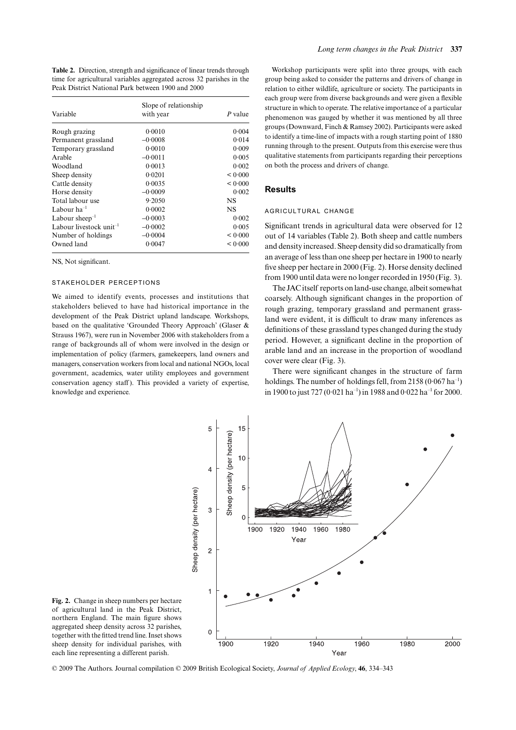**Table 2.** Direction, strength and significance of linear trends through time for agricultural variables aggregated across 32 parishes in the Peak District National Park between 1900 and 2000

| Variable | Slope of relationship with year | $P$ value |
|---|---|---|
| Rough grazing | 0·0010 | 0·004 |
| Permanent grassland | −0·0008 | 0·014 |
| Temporary grassland | 0·0010 | 0·009 |
| Arable | −0·0011 | 0·005 |
| Woodland | 0·0013 | 0·002 |
| Sheep density | 0·0201 | < 0·000 |
| Cattle density | 0·0035 | < 0·000 |
| Horse density | −0·0009 | 0·002 |
| Total labour use | 9·2050 | NS |
| Labour ha$^{-1}$ | 0·0002 | NS |
| Labour sheep$^{-1}$ | −0·0003 | 0·002 |
| Labour livestock unit$^{-1}$ | −0·0002 | 0·005 |
| Number of holdings | −0·0004 | < 0·000 |
| Owned land | 0·0047 | < 0·000 |

NS, Not significant.

### STAKEHOLDER PERCEPTIONS

We aimed to identify events, processes and institutions that stakeholders believed to have had historical importance in the development of the Peak District upland landscape. Workshops, based on the qualitative 'Grounded Theory Approach' (Glaser & Strauss 1967), were run in November 2006 with stakeholders from a range of backgrounds all of whom were involved in the design or implementation of policy (farmers, gamekeepers, land owners and managers, conservation workers from local and national NGOs, local government, academics, water utility employees and government conservation agency staff). This provided a variety of expertise, knowledge and experience.

Workshop participants were split into three groups, with each group being asked to consider the patterns and drivers of change in relation to either wildlife, agriculture or society. The participants in each group were from diverse backgrounds and were given a flexible structure in which to operate. The relative importance of a particular phenomenon was gauged by whether it was mentioned by all three groups (Downward, Finch & Ramsey 2002). Participants were asked to identify a time-line of impacts with a rough starting point of 1880 running through to the present. Outputs from this exercise were thus qualitative statements from participants regarding their perceptions on both the process and drivers of change.

## Results

### AGRICULTURAL CHANGE

Significant trends in agricultural data were observed for 12 out of 14 variables (Table 2). Both sheep and cattle numbers and density increased. Sheep density did so dramatically from an average of less than one sheep per hectare in 1900 to nearly five sheep per hectare in 2000 (Fig. 2). Horse density declined from 1900 until data were no longer recorded in 1950 (Fig. 3).

The JAC itself reports on land-use change, albeit somewhat coarsely. Although significant changes in the proportion of rough grazing, temporary grassland and permanent grassland were evident, it is difficult to draw many inferences as definitions of these grassland types changed during the study period. However, a significant decline in the proportion of arable land and an increase in the proportion of woodland cover were clear (Fig. 3).

There were significant changes in the structure of farm holdings. The number of holdings fell, from 2158 (0·067 ha$^{-1}$) in 1900 to just 727 (0·021 ha$^{-1}$) in 1988 and 0·022 ha$^{-1}$ for 2000.

**Fig. 2.** Change in sheep numbers per hectare of agricultural land in the Peak District, northern England. The main figure shows aggregated sheep density across 32 parishes, together with the fitted trend line. Inset shows sheep density for individual parishes, with each line representing a different parish.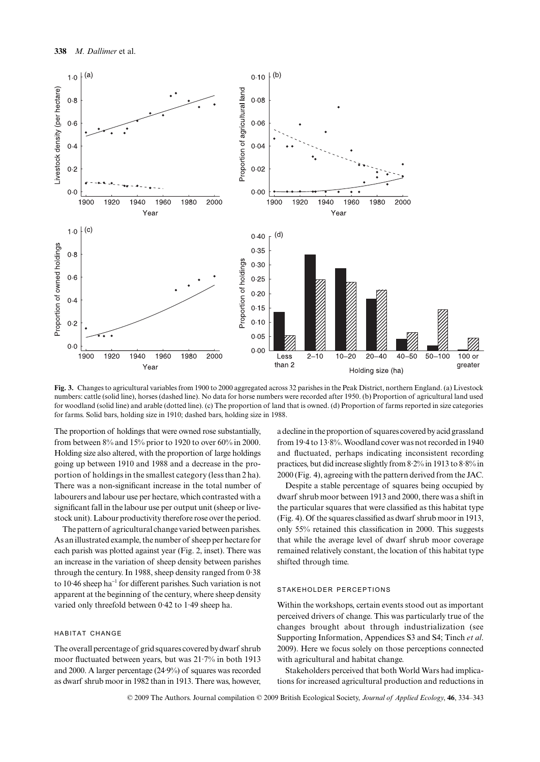**Fig. 3.** Changes to agricultural variables from 1900 to 2000 aggregated across 32 parishes in the Peak District, northern England. (a) Livestock numbers: cattle (solid line), horses (dashed line). No data for horse numbers were recorded after 1950. (b) Proportion of agricultural land used for woodland (solid line) and arable (dotted line). (c) The proportion of land that is owned. (d) Proportion of farms reported in size categories for farms. Solid bars, holding size in 1910; dashed bars, holding size in 1988.

The proportion of holdings that were owned rose substantially, from between 8% and 15% prior to 1920 to over 60% in 2000. Holding size also altered, with the proportion of large holdings going up between 1910 and 1988 and a decrease in the proportion of holdings in the smallest category (less than 2 ha). There was a non-significant increase in the total number of labourers and labour use per hectare, which contrasted with a significant fall in the labour use per output unit (sheep or livestock unit). Labour productivity therefore rose over the period.

The pattern of agricultural change varied between parishes. As an illustrated example, the number of sheep per hectare for each parish was plotted against year (Fig. 2, inset). There was an increase in the variation of sheep density between parishes through the century. In 1988, sheep density ranged from 0·38 to 10·46 sheep ha$^{-1}$ for different parishes. Such variation is not apparent at the beginning of the century, where sheep density varied only threefold between 0·42 to 1·49 sheep ha.

### HABITAT CHANGE

The overall percentage of grid squares covered by dwarf shrub moor fluctuated between years, but was 21·7% in both 1913 and 2000. A larger percentage (24·9%) of squares was recorded as dwarf shrub moor in 1982 than in 1913. There was, however, a decline in the proportion of squares covered by acid grassland from 19·4 to 13·8%. Woodland cover was not recorded in 1940 and fluctuated, perhaps indicating inconsistent recording practices, but did increase slightly from 8·2% in 1913 to 8·8% in 2000 (Fig. 4), agreeing with the pattern derived from the JAC.

Despite a stable percentage of squares being occupied by dwarf shrub moor between 1913 and 2000, there was a shift in the particular squares that were classified as this habitat type (Fig. 4). Of the squares classified as dwarf shrub moor in 1913, only 55% retained this classification in 2000. This suggests that while the average level of dwarf shrub moor coverage remained relatively constant, the location of this habitat type shifted through time.

### STAKEHOLDER PERCEPTIONS

Within the workshops, certain events stood out as important perceived drivers of change. This was particularly true of the changes brought about through industrialization (see Supporting Information, Appendices S3 and S4; Tinch *et al.* 2009). Here we focus solely on those perceptions connected with agricultural and habitat change.

Stakeholders perceived that both World Wars had implications for increased agricultural production and reductions in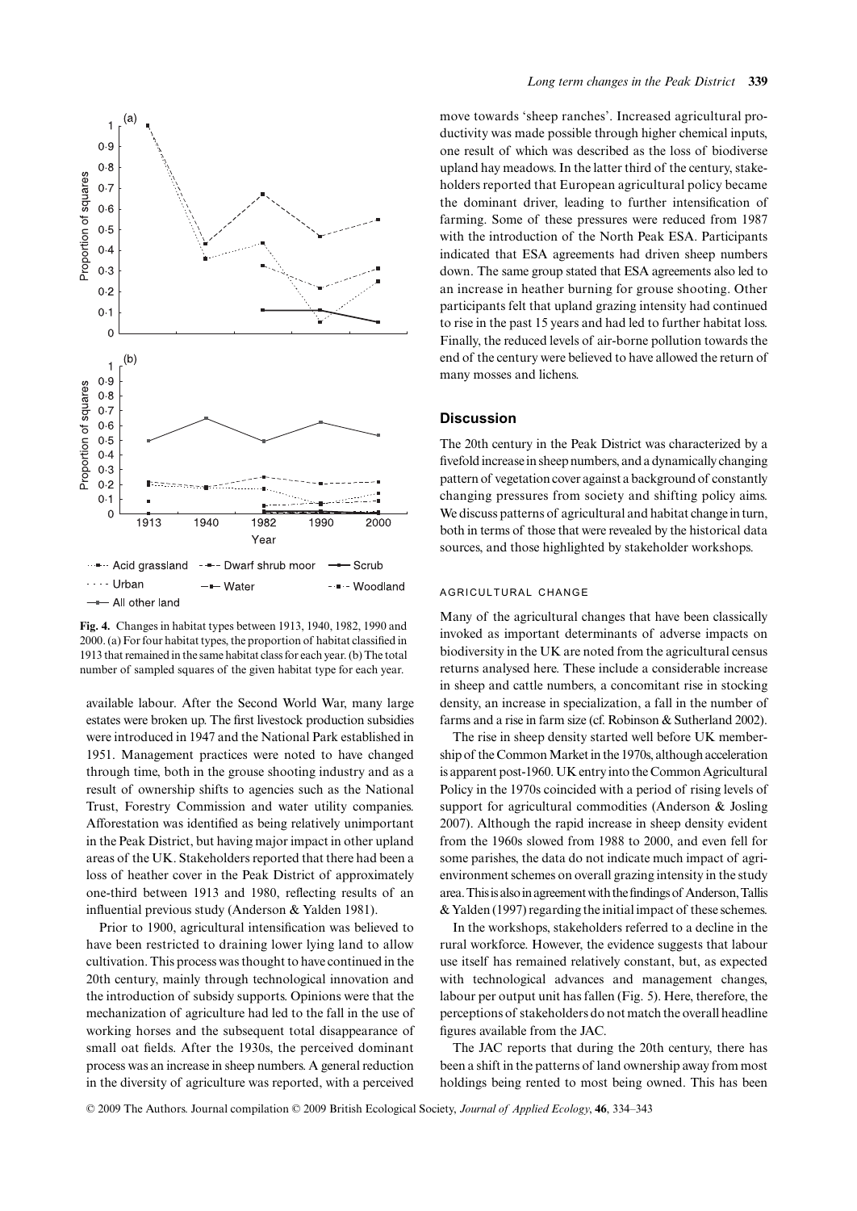**Fig. 4.** Changes in habitat types between 1913, 1940, 1982, 1990 and 2000. (a) For four habitat types, the proportion of habitat classified in 1913 that remained in the same habitat class for each year. (b) The total number of sampled squares of the given habitat type for each year.

available labour. After the Second World War, many large estates were broken up. The first livestock production subsidies were introduced in 1947 and the National Park established in 1951. Management practices were noted to have changed through time, both in the grouse shooting industry and as a result of ownership shifts to agencies such as the National Trust, Forestry Commission and water utility companies. Afforestation was identified as being relatively unimportant in the Peak District, but having major impact in other upland areas of the UK. Stakeholders reported that there had been a loss of heather cover in the Peak District of approximately one-third between 1913 and 1980, reflecting results of an influential previous study (Anderson & Yalden 1981).

Prior to 1900, agricultural intensification was believed to have been restricted to draining lower lying land to allow cultivation. This process was thought to have continued in the 20th century, mainly through technological innovation and the introduction of subsidy supports. Opinions were that the mechanization of agriculture had led to the fall in the use of working horses and the subsequent total disappearance of small oat fields. After the 1930s, the perceived dominant process was an increase in sheep numbers. A general reduction in the diversity of agriculture was reported, with a perceived move towards 'sheep ranches'. Increased agricultural productivity was made possible through higher chemical inputs, one result of which was described as the loss of biodiverse upland hay meadows. In the latter third of the century, stakeholders reported that European agricultural policy became the dominant driver, leading to further intensification of farming. Some of these pressures were reduced from 1987 with the introduction of the North Peak ESA. Participants indicated that ESA agreements had driven sheep numbers down. The same group stated that ESA agreements also led to an increase in heather burning for grouse shooting. Other participants felt that upland grazing intensity had continued to rise in the past 15 years and had led to further habitat loss. Finally, the reduced levels of air-borne pollution towards the end of the century were believed to have allowed the return of many mosses and lichens.

## Discussion

The 20th century in the Peak District was characterized by a fivefold increase in sheep numbers, and a dynamically changing pattern of vegetation cover against a background of constantly changing pressures from society and shifting policy aims. We discuss patterns of agricultural and habitat change in turn, both in terms of those that were revealed by the historical data sources, and those highlighted by stakeholder workshops.

### AGRICULTURAL CHANGE

Many of the agricultural changes that have been classically invoked as important determinants of adverse impacts on biodiversity in the UK are noted from the agricultural census returns analysed here. These include a considerable increase in sheep and cattle numbers, a concomitant rise in stocking density, an increase in specialization, a fall in the number of farms and a rise in farm size (cf. Robinson & Sutherland 2002).

The rise in sheep density started well before UK membership of the Common Market in the 1970s, although acceleration is apparent post-1960. UK entry into the Common Agricultural Policy in the 1970s coincided with a period of rising levels of support for agricultural commodities (Anderson & Josling 2007). Although the rapid increase in sheep density evident from the 1960s slowed from 1988 to 2000, and even fell for some parishes, the data do not indicate much impact of agri-environment schemes on overall grazing intensity in the study area. This is also in agreement with the findings of Anderson, Tallis & Yalden (1997) regarding the initial impact of these schemes.

In the workshops, stakeholders referred to a decline in the rural workforce. However, the evidence suggests that labour use itself has remained relatively constant, but, as expected with technological advances and management changes, labour per output unit has fallen (Fig. 5). Here, therefore, the perceptions of stakeholders do not match the overall headline figures available from the JAC.

The JAC reports that during the 20th century, there has been a shift in the patterns of land ownership away from most holdings being rented to most being owned. This has been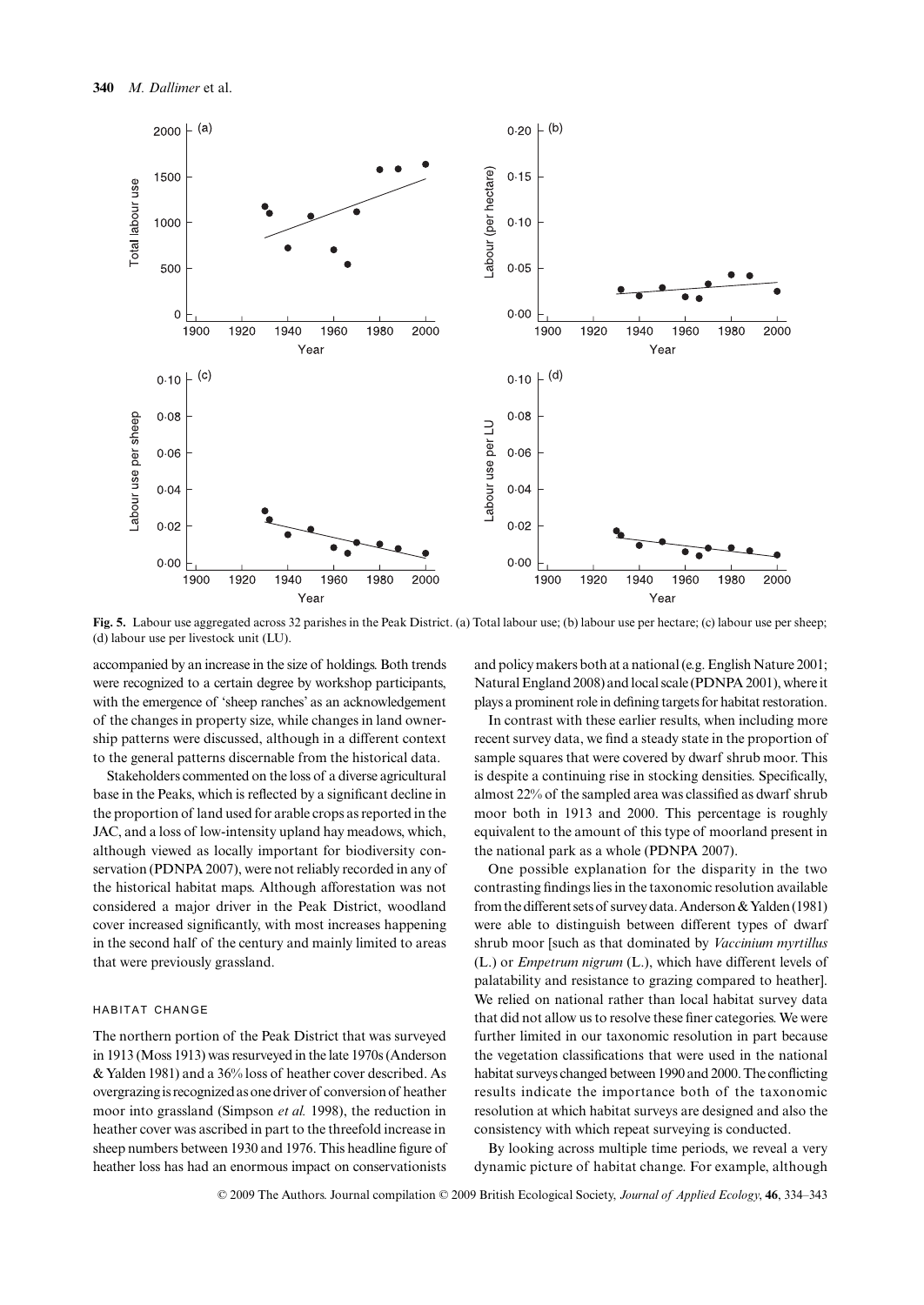**Fig. 5.** Labour use aggregated across 32 parishes in the Peak District. (a) Total labour use; (b) labour use per hectare; (c) labour use per sheep; (d) labour use per livestock unit (LU).

accompanied by an increase in the size of holdings. Both trends were recognized to a certain degree by workshop participants, with the emergence of 'sheep ranches' as an acknowledgement of the changes in property size, while changes in land ownership patterns were discussed, although in a different context to the general patterns discernable from the historical data.

Stakeholders commented on the loss of a diverse agricultural base in the Peaks, which is reflected by a significant decline in the proportion of land used for arable crops as reported in the JAC, and a loss of low-intensity upland hay meadows, which, although viewed as locally important for biodiversity conservation (PDNPA 2007), were not reliably recorded in any of the historical habitat maps. Although afforestation was not considered a major driver in the Peak District, woodland cover increased significantly, with most increases happening in the second half of the century and mainly limited to areas that were previously grassland.

### HABITAT CHANGE

The northern portion of the Peak District that was surveyed in 1913 (Moss 1913) was resurveyed in the late 1970s (Anderson & Yalden 1981) and a 36% loss of heather cover described. As overgrazing is recognized as one driver of conversion of heather moor into grassland (Simpson *et al.* 1998), the reduction in heather cover was ascribed in part to the threefold increase in sheep numbers between 1930 and 1976. This headline figure of heather loss has had an enormous impact on conservationists and policy makers both at a national (e.g. English Nature 2001; Natural England 2008) and local scale (PDNPA 2001), where it plays a prominent role in defining targets for habitat restoration.

In contrast with these earlier results, when including more recent survey data, we find a steady state in the proportion of sample squares that were covered by dwarf shrub moor. This is despite a continuing rise in stocking densities. Specifically, almost 22% of the sampled area was classified as dwarf shrub moor both in 1913 and 2000. This percentage is roughly equivalent to the amount of this type of moorland present in the national park as a whole (PDNPA 2007).

One possible explanation for the disparity in the two contrasting findings lies in the taxonomic resolution available from the different sets of survey data. Anderson & Yalden (1981) were able to distinguish between different types of dwarf shrub moor [such as that dominated by *Vaccinium myrtillus* (L.) or *Empetrum nigrum* (L.), which have different levels of palatability and resistance to grazing compared to heather]. We relied on national rather than local habitat survey data that did not allow us to resolve these finer categories. We were further limited in our taxonomic resolution in part because the vegetation classifications that were used in the national habitat surveys changed between 1990 and 2000. The conflicting results indicate the importance both of the taxonomic resolution at which habitat surveys are designed and also the consistency with which repeat surveying is conducted.

By looking across multiple time periods, we reveal a very dynamic picture of habitat change. For example, although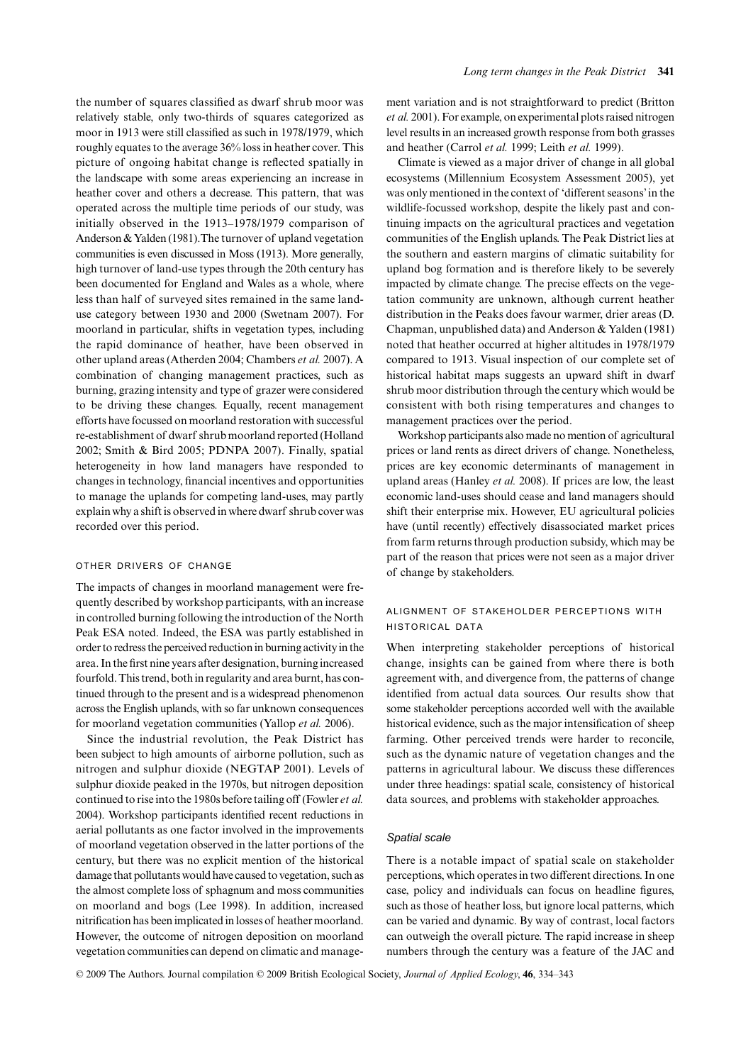the number of squares classified as dwarf shrub moor was relatively stable, only two-thirds of squares categorized as moor in 1913 were still classified as such in 1978/1979, which roughly equates to the average 36% loss in heather cover. This picture of ongoing habitat change is reflected spatially in the landscape with some areas experiencing an increase in heather cover and others a decrease. This pattern, that was operated across the multiple time periods of our study, was initially observed in the 1913–1978/1979 comparison of Anderson & Yalden (1981). The turnover of upland vegetation communities is even discussed in Moss (1913). More generally, high turnover of land-use types through the 20th century has been documented for England and Wales as a whole, where less than half of surveyed sites remained in the same land-use category between 1930 and 2000 (Swetnam 2007). For moorland in particular, shifts in vegetation types, including the rapid dominance of heather, have been observed in other upland areas (Atherden 2004; Chambers *et al.* 2007). A combination of changing management practices, such as burning, grazing intensity and type of grazer were considered to be driving these changes. Equally, recent management efforts have focussed on moorland restoration with successful re-establishment of dwarf shrub moorland reported (Holland 2002; Smith & Bird 2005; PDNPA 2007). Finally, spatial heterogeneity in how land managers have responded to changes in technology, financial incentives and opportunities to manage the uplands for competing land-uses, may partly explain why a shift is observed in where dwarf shrub cover was recorded over this period.

### OTHER DRIVERS OF CHANGE

The impacts of changes in moorland management were frequently described by workshop participants, with an increase in controlled burning following the introduction of the North Peak ESA noted. Indeed, the ESA was partly established in order to redress the perceived reduction in burning activity in the area. In the first nine years after designation, burning increased fourfold. This trend, both in regularity and area burnt, has continued through to the present and is a widespread phenomenon across the English uplands, with so far unknown consequences for moorland vegetation communities (Yallop *et al.* 2006).

Since the industrial revolution, the Peak District has been subject to high amounts of airborne pollution, such as nitrogen and sulphur dioxide (NEGTAP 2001). Levels of sulphur dioxide peaked in the 1970s, but nitrogen deposition continued to rise into the 1980s before tailing off (Fowler *et al.* 2004). Workshop participants identified recent reductions in aerial pollutants as one factor involved in the improvements of moorland vegetation observed in the latter portions of the century, but there was no explicit mention of the historical damage that pollutants would have caused to vegetation, such as the almost complete loss of sphagnum and moss communities on moorland and bogs (Lee 1998). In addition, increased nitrification has been implicated in losses of heather moorland. However, the outcome of nitrogen deposition on moorland vegetation communities can depend on climatic and management variation and is not straightforward to predict (Britton *et al.* 2001). For example, on experimental plots raised nitrogen level results in an increased growth response from both grasses and heather (Carrol *et al.* 1999; Leith *et al.* 1999).

Climate is viewed as a major driver of change in all global ecosystems (Millennium Ecosystem Assessment 2005), yet was only mentioned in the context of 'different seasons' in the wildlife-focussed workshop, despite the likely past and continuing impacts on the agricultural practices and vegetation communities of the English uplands. The Peak District lies at the southern and eastern margins of climatic suitability for upland bog formation and is therefore likely to be severely impacted by climate change. The precise effects on the vegetation community are unknown, although current heather distribution in the Peaks does favour warmer, drier areas (D. Chapman, unpublished data) and Anderson & Yalden (1981) noted that heather occurred at higher altitudes in 1978/1979 compared to 1913. Visual inspection of our complete set of historical habitat maps suggests an upward shift in dwarf shrub moor distribution through the century which would be consistent with both rising temperatures and changes to management practices over the period.

Workshop participants also made no mention of agricultural prices or land rents as direct drivers of change. Nonetheless, prices are key economic determinants of management in upland areas (Hanley *et al.* 2008). If prices are low, the least economic land-uses should cease and land managers should shift their enterprise mix. However, EU agricultural policies have (until recently) effectively disassociated market prices from farm returns through production subsidy, which may be part of the reason that prices were not seen as a major driver of change by stakeholders.

### ALIGNMENT OF STAKEHOLDER PERCEPTIONS WITH HISTORICAL DATA

When interpreting stakeholder perceptions of historical change, insights can be gained from where there is both agreement with, and divergence from, the patterns of change identified from actual data sources. Our results show that some stakeholder perceptions accorded well with the available historical evidence, such as the major intensification of sheep farming. Other perceived trends were harder to reconcile, such as the dynamic nature of vegetation changes and the patterns in agricultural labour. We discuss these differences under three headings: spatial scale, consistency of historical data sources, and problems with stakeholder approaches.

#### *Spatial scale*

There is a notable impact of spatial scale on stakeholder perceptions, which operates in two different directions. In one case, policy and individuals can focus on headline figures, such as those of heather loss, but ignore local patterns, which can be varied and dynamic. By way of contrast, local factors can outweigh the overall picture. The rapid increase in sheep numbers through the century was a feature of the JAC and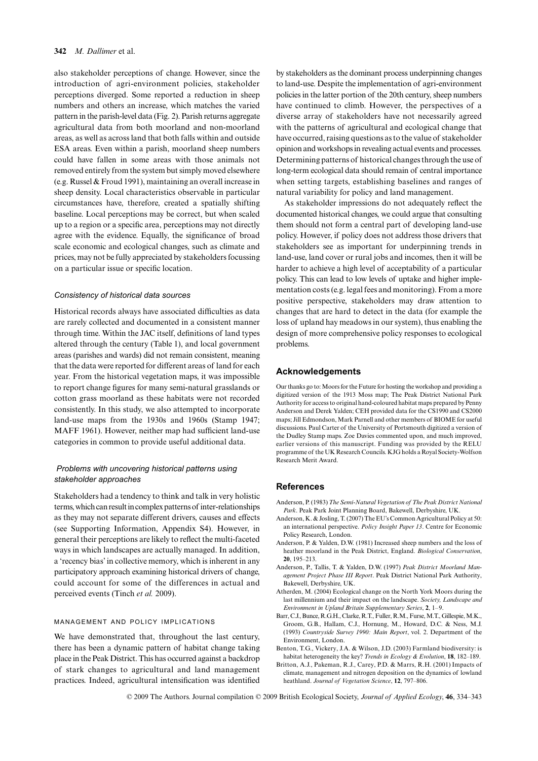also stakeholder perceptions of change. However, since the introduction of agri-environment policies, stakeholder perceptions diverged. Some reported a reduction in sheep numbers and others an increase, which matches the varied pattern in the parish-level data (Fig. 2). Parish returns aggregate agricultural data from both moorland and non-moorland areas, as well as across land that both falls within and outside ESA areas. Even within a parish, moorland sheep numbers could have fallen in some areas with those animals not removed entirely from the system but simply moved elsewhere (e.g. Russel & Froud 1991), maintaining an overall increase in sheep density. Local characteristics observable in particular circumstances have, therefore, created a spatially shifting baseline. Local perceptions may be correct, but when scaled up to a region or a specific area, perceptions may not directly agree with the evidence. Equally, the significance of broad scale economic and ecological changes, such as climate and prices, may not be fully appreciated by stakeholders focussing on a particular issue or specific location.

### *Consistency of historical data sources*

Historical records always have associated difficulties as data are rarely collected and documented in a consistent manner through time. Within the JAC itself, definitions of land types altered through the century (Table 1), and local government areas (parishes and wards) did not remain consistent, meaning that the data were reported for different areas of land for each year. From the historical vegetation maps, it was impossible to report change figures for many semi-natural grasslands or cotton grass moorland as these habitats were not recorded consistently. In this study, we also attempted to incorporate land-use maps from the 1930s and 1960s (Stamp 1947; MAFF 1961). However, neither map had sufficient land-use categories in common to provide useful additional data.

### *Problems with uncovering historical patterns using stakeholder approaches*

Stakeholders had a tendency to think and talk in very holistic terms, which can result in complex patterns of inter-relationships as they may not separate different drivers, causes and effects (see Supporting Information, Appendix S4). However, in general their perceptions are likely to reflect the multi-faceted ways in which landscapes are actually managed. In addition, a 'recency bias' in collective memory, which is inherent in any participatory approach examining historical drivers of change, could account for some of the differences in actual and perceived events (Tinch *et al.* 2009).

## MANAGEMENT AND POLICY IMPLICATIONS

We have demonstrated that, throughout the last century, there has been a dynamic pattern of habitat change taking place in the Peak District. This has occurred against a backdrop of stark changes to agricultural and land management practices. Indeed, agricultural intensification was identified by stakeholders as the dominant process underpinning changes to land-use. Despite the implementation of agri-environment policies in the latter portion of the 20th century, sheep numbers have continued to climb. However, the perspectives of a diverse array of stakeholders have not necessarily agreed with the patterns of agricultural and ecological change that have occurred, raising questions as to the value of stakeholder opinion and workshops in revealing actual events and processes. Determining patterns of historical changes through the use of long-term ecological data should remain of central importance when setting targets, establishing baselines and ranges of natural variability for policy and land management.

As stakeholder impressions do not adequately reflect the documented historical changes, we could argue that consulting them should not form a central part of developing land-use policy. However, if policy does not address those drivers that stakeholders see as important for underpinning trends in land-use, land cover or rural jobs and incomes, then it will be harder to achieve a high level of acceptability of a particular policy. This can lead to low levels of uptake and higher implementation costs (e.g. legal fees and monitoring). From a more positive perspective, stakeholders may draw attention to changes that are hard to detect in the data (for example the loss of upland hay meadows in our system), thus enabling the design of more comprehensive policy responses to ecological problems.

## Acknowledgements

Our thanks go to: Moors for the Future for hosting the workshop and providing a digitized version of the 1913 Moss map; The Peak District National Park Authority for access to original hand-coloured habitat maps prepared by Penny Anderson and Derek Yalden; CEH provided data for the CS1990 and CS2000 maps; Jill Edmondson, Mark Parnell and other members of BIOME for useful discussions. Paul Carter of the University of Portsmouth digitized a version of the Dudley Stamp maps. Zoe Davies commented upon, and much improved, earlier versions of this manuscript. Funding was provided by the RELU programme of the UK Research Councils. KJG holds a Royal Society-Wolfson Research Merit Award.

## References

Anderson, P. (1983) *The Semi-Natural Vegetation of The Peak District National Park*. Peak Park Joint Planning Board, Bakewell, Derbyshire, UK.

Anderson, K. & Josling, T. (2007) The EU's Common Agricultural Policy at 50: an international perspective. *Policy Insight Paper 13*. Centre for Economic Policy Research, London.

Anderson, P. & Yalden, D.W. (1981) Increased sheep numbers and the loss of heather moorland in the Peak District, England. *Biological Conservation*, **20**, 195–213.

Anderson, P., Tallis, T. & Yalden, D.W. (1997) *Peak District Moorland Management Project Phase III Report*. Peak District National Park Authority, Bakewell, Derbyshire, UK.

Atherden, M. (2004) Ecological change on the North York Moors during the last millennium and their impact on the landscape. *Society, Landscape and Environment in Upland Britain Supplementary Series*, **2**, 1–9.

Barr, C.J., Bunce, R.G.H., Clarke, R.T., Fuller, R.M., Furse, M.T., Gillespie, M.K., Groom, G.B., Hallam, C.J., Hornung, M., Howard, D.C. & Ness, M.J. (1993) *Countryside Survey 1990: Main Report*, vol. 2. Department of the Environment, London.

Benton, T.G., Vickery, J.A. & Wilson, J.D. (2003) Farmland biodiversity: is habitat heterogeneity the key? *Trends in Ecology & Evolution*, **18**, 182–189.

Britton, A.J., Pakeman, R.J., Carey, P.D. & Marrs, R.H. (2001) Impacts of climate, management and nitrogen deposition on the dynamics of lowland heathland. *Journal of Vegetation Science*, **12**, 797–806.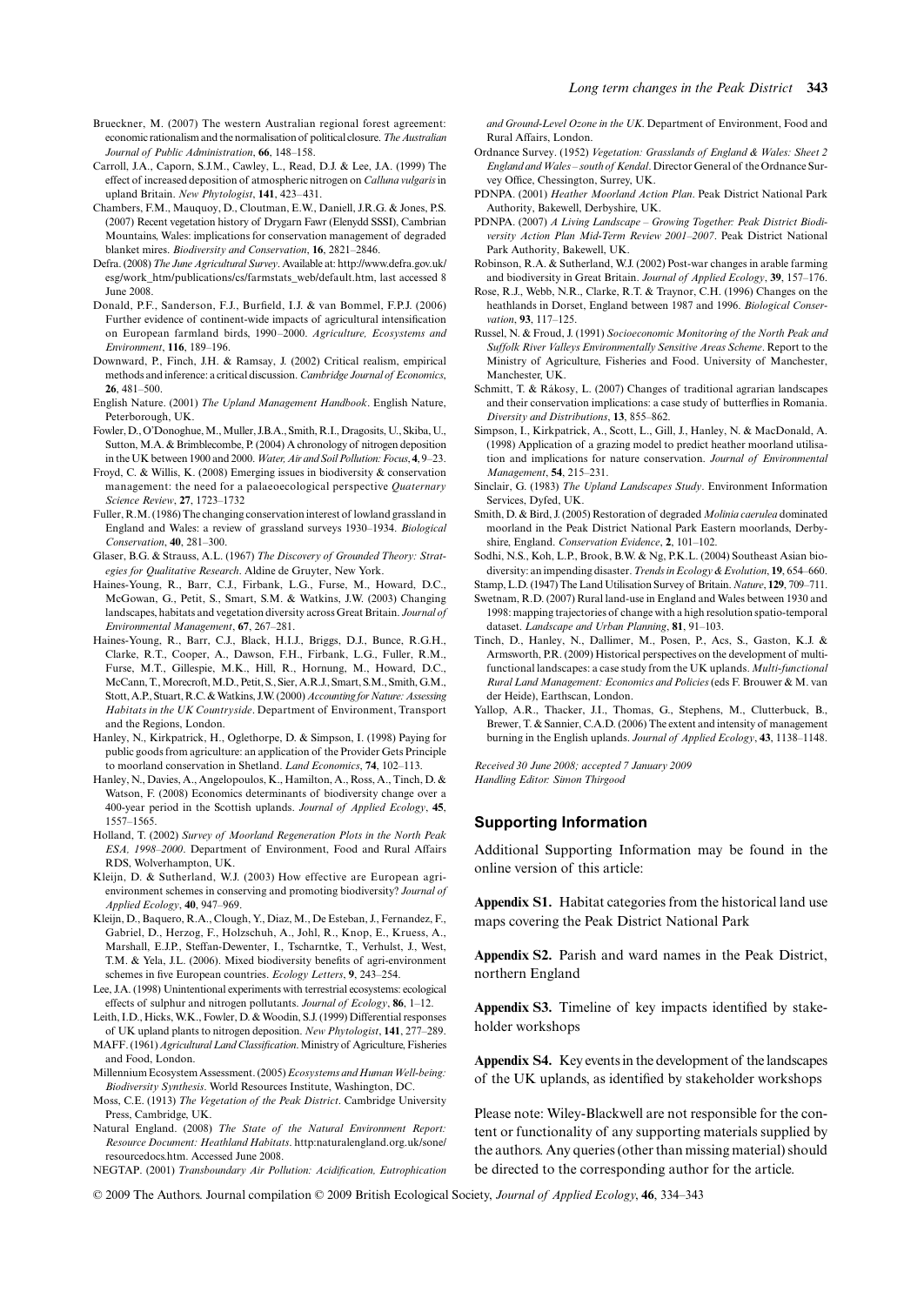Brueckner, M. (2007) The western Australian regional forest agreement: economic rationalism and the normalisation of political closure. *The Australian Journal of Public Administration*, **66**, 148–158.

Carroll, J.A., Caporn, S.J.M., Cawley, L., Read, D.J. & Lee, J.A. (1999) The effect of increased deposition of atmospheric nitrogen on *Calluna vulgaris* in upland Britain. *New Phytologist*, **141**, 423–431.

Chambers, F.M., Mauquoy, D., Cloutman, E.W., Daniell, J.R.G. & Jones, P.S. (2007) Recent vegetation history of Drygarn Fawr (Elenydd SSSI), Cambrian Mountains, Wales: implications for conservation management of degraded blanket mires. *Biodiversity and Conservation*, **16**, 2821–2846.

Defra. (2008) *The June Agricultural Survey*. Available at: http://www.defra.gov.uk/esg/work_htm/publications/cs/farmstats_web/default.htm, last accessed 8 June 2008.

Donald, P.F., Sanderson, F.J., Burfield, I.J. & van Bommel, F.P.J. (2006) Further evidence of continent-wide impacts of agricultural intensification on European farmland birds, 1990–2000. *Agriculture, Ecosystems and Environment*, **116**, 189–196.

Downward, P., Finch, J.H. & Ramsay, J. (2002) Critical realism, empirical methods and inference: a critical discussion. *Cambridge Journal of Economics*, **26**, 481–500.

English Nature. (2001) *The Upland Management Handbook*. English Nature, Peterborough, UK.

Fowler, D., O'Donoghue, M., Muller, J.B.A., Smith, R.I., Dragosits, U., Skiba, U., Sutton, M.A. & Brimblecombe, P. (2004) A chronology of nitrogen deposition in the UK between 1900 and 2000. *Water, Air and Soil Pollution: Focus*, **4**, 9–23.

Froyd, C. & Willis, K. (2008) Emerging issues in biodiversity & conservation management: the need for a palaeoecological perspective *Quaternary Science Review*, **27**, 1723–1732

Fuller, R.M. (1986) The changing conservation interest of lowland grassland in England and Wales: a review of grassland surveys 1930–1934. *Biological Conservation*, **40**, 281–300.

Glaser, B.G. & Strauss, A.L. (1967) *The Discovery of Grounded Theory: Strategies for Qualitative Research*. Aldine de Gruyter, New York.

Haines-Young, R., Barr, C.J., Firbank, L.G., Furse, M., Howard, D.C., McGowan, G., Petit, S., Smart, S.M. & Watkins, J.W. (2003) Changing landscapes, habitats and vegetation diversity across Great Britain. *Journal of Environmental Management*, **67**, 267–281.

Haines-Young, R., Barr, C.J., Black, H.I.J., Briggs, D.J., Bunce, R.G.H., Clarke, R.T., Cooper, A., Dawson, F.H., Firbank, L.G., Fuller, R.M., Furse, M.T., Gillespie, M.K., Hill, R., Hornung, M., Howard, D.C., McCann, T., Morecroft, M.D., Petit, S., Sier, A.R.J., Smart, S.M., Smith, G.M., Stott, A.P., Stuart, R.C. & Watkins, J.W. (2000) *Accounting for Nature: Assessing Habitats in the UK Countryside*. Department of Environment, Transport and the Regions, London.

Hanley, N., Kirkpatrick, H., Oglethorpe, D. & Simpson, I. (1998) Paying for public goods from agriculture: an application of the Provider Gets Principle to moorland conservation in Shetland. *Land Economics*, **74**, 102–113.

Hanley, N., Davies, A., Angelopoulos, K., Hamilton, A., Ross, A., Tinch, D. & Watson, F. (2008) Economics determinants of biodiversity change over a 400-year period in the Scottish uplands. *Journal of Applied Ecology*, **45**, 1557–1565.

Holland, T. (2002) *Survey of Moorland Regeneration Plots in the North Peak ESA, 1998–2000*. Department of Environment, Food and Rural Affairs RDS, Wolverhampton, UK.

Kleijn, D. & Sutherland, W.J. (2003) How effective are European agri-environment schemes in conserving and promoting biodiversity? *Journal of Applied Ecology*, **40**, 947–969.

Kleijn, D., Baquero, R.A., Clough, Y., Diaz, M., De Esteban, J., Fernandez, F., Gabriel, D., Herzog, F., Holzschuh, A., Johl, R., Knop, E., Kruess, A., Marshall, E.J.P., Steffan-Dewenter, I., Tscharntke, T., Verhulst, J., West, T.M. & Yela, J.L. (2006). Mixed biodiversity benefits of agri-environment schemes in five European countries. *Ecology Letters*, **9**, 243–254.

Lee, J.A. (1998) Unintentional experiments with terrestrial ecosystems: ecological effects of sulphur and nitrogen pollutants. *Journal of Ecology*, **86**, 1–12.

Leith, I.D., Hicks, W.K., Fowler, D. & Woodin, S.J. (1999) Differential responses of UK upland plants to nitrogen deposition. *New Phytologist*, **141**, 277–289.

MAFF. (1961) *Agricultural Land Classification*. Ministry of Agriculture, Fisheries and Food, London.

Millennium Ecosystem Assessment. (2005) *Ecosystems and Human Well-being: Biodiversity Synthesis*. World Resources Institute, Washington, DC.

Moss, C.E. (1913) *The Vegetation of the Peak District*. Cambridge University Press, Cambridge, UK.

Natural England. (2008) *The State of the Natural Environment Report: Resource Document: Heathland Habitats*. http:naturalengland.org.uk/sone/resourcedocs.htm. Accessed June 2008.

NEGTAP. (2001) *Transboundary Air Pollution: Acidification, Eutrophication and Ground-Level Ozone in the UK*. Department of Environment, Food and Rural Affairs, London.

Ordnance Survey. (1952) *Vegetation: Grasslands of England & Wales: Sheet 2 England and Wales – south of Kendal*. Director General of the Ordnance Survey Office, Chessington, Surrey, UK.

PDNPA. (2001) *Heather Moorland Action Plan*. Peak District National Park Authority, Bakewell, Derbyshire, UK.

PDNPA. (2007) *A Living Landscape – Growing Together: Peak District Biodiversity Action Plan Mid-Term Review 2001–2007*. Peak District National Park Authority, Bakewell, UK.

Robinson, R.A. & Sutherland, W.J. (2002) Post-war changes in arable farming and biodiversity in Great Britain. *Journal of Applied Ecology*, **39**, 157–176.

Rose, R.J., Webb, N.R., Clarke, R.T. & Traynor, C.H. (1996) Changes on the heathlands in Dorset, England between 1987 and 1996. *Biological Conservation*, **93**, 117–125.

Russel, N. & Froud, J. (1991) *Socioeconomic Monitoring of the North Peak and Suffolk River Valleys Environmentally Sensitive Areas Scheme*. Report to the Ministry of Agriculture, Fisheries and Food. University of Manchester, Manchester, UK.

Schmitt, T. & Rákosy, L. (2007) Changes of traditional agrarian landscapes and their conservation implications: a case study of butterflies in Romania. *Diversity and Distributions*, **13**, 855–862.

Simpson, I., Kirkpatrick, A., Scott, L., Gill, J., Hanley, N. & MacDonald, A. (1998) Application of a grazing model to predict heather moorland utilisation and implications for nature conservation. *Journal of Environmental Management*, **54**, 215–231.

Sinclair, G. (1983) *The Upland Landscapes Study*. Environment Information Services, Dyfed, UK.

Smith, D. & Bird, J. (2005) Restoration of degraded *Molinia caerulea* dominated moorland in the Peak District National Park Eastern moorlands, Derbyshire, England. *Conservation Evidence*, **2**, 101–102.

Sodhi, N.S., Koh, L.P., Brook, B.W. & Ng, P.K.L. (2004) Southeast Asian biodiversity: an impending disaster. *Trends in Ecology & Evolution*, **19**, 654–660.

Stamp, L.D. (1947) The Land Utilisation Survey of Britain. *Nature*, **129**, 709–711.

Swetnam, R.D. (2007) Rural land-use in England and Wales between 1930 and 1998: mapping trajectories of change with a high resolution spatio-temporal dataset. *Landscape and Urban Planning*, **81**, 91–103.

Tinch, D., Hanley, N., Dallimer, M., Posen, P., Acs, S., Gaston, K.J. & Armsworth, P.R. (2009) Historical perspectives on the development of multi-functional landscapes: a case study from the UK uplands. *Multi-functional Rural Land Management: Economics and Policies* (eds F. Brouwer & M. van der Heide), Earthscan, London.

Yallop, A.R., Thacker, J.I., Thomas, G., Stephens, M., Clutterbuck, B., Brewer, T. & Sannier, C.A.D. (2006) The extent and intensity of management burning in the English uplands. *Journal of Applied Ecology*, **43**, 1138–1148.

*Received 30 June 2008; accepted 7 January 2009*
*Handling Editor: Simon Thirgood*

## Supporting Information

Additional Supporting Information may be found in the online version of this article:

**Appendix S1.** Habitat categories from the historical land use maps covering the Peak District National Park

**Appendix S2.** Parish and ward names in the Peak District, northern England

**Appendix S3.** Timeline of key impacts identified by stakeholder workshops

**Appendix S4.** Key events in the development of the landscapes of the UK uplands, as identified by stakeholder workshops

Please note: Wiley-Blackwell are not responsible for the content or functionality of any supporting materials supplied by the authors. Any queries (other than missing material) should be directed to the corresponding author for the article.